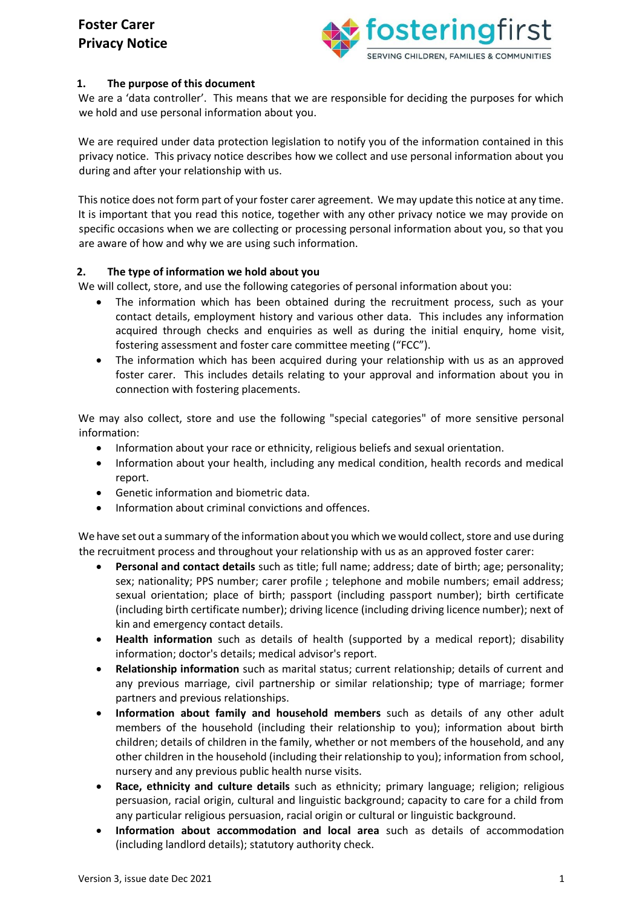# Foster Carer Privacy Notice

## 1. The purpose of this document

We are a 'data controller'. This means that we are responsible for deciding the purposes for which we hold and use personal information about you.

We are required under data protection legislation to notify you of the information contained in this privacy notice. This privacy notice describes how we collect and use personal information about you during and after your relationship with us.

This notice does not form part of your foster carer agreement. We may update this notice at any time. It is important that you read this notice, together with any other privacy notice we may provide on specific occasions when we are collecting or processing personal information about you, so that you are aware of how and why we are using such information.

## 2. The type of information we hold about you

We will collect, store, and use the following categories of personal information about you:

- The information which has been obtained during the recruitment process, such as your contact details, employment history and various other data. This includes any information acquired through checks and enquiries as well as during the initial enquiry, home visit, fostering assessment and foster care committee meeting ("FCC").
- The information which has been acquired during your relationship with us as an approved foster carer. This includes details relating to your approval and information about you in connection with fostering placements.

We may also collect, store and use the following "special categories" of more sensitive personal information:

- Information about your race or ethnicity, religious beliefs and sexual orientation.
- Information about your health, including any medical condition, health records and medical report.
- Genetic information and biometric data.
- Information about criminal convictions and offences.

We have set out a summary of the information about you which we would collect, store and use during the recruitment process and throughout your relationship with us as an approved foster carer:

- **Personal and contact details** such as title; full name; address; date of birth; age; personality; sex; nationality; PPS number; carer profile ; telephone and mobile numbers; email address; sexual orientation; place of birth; passport (including passport number); birth certificate (including birth certificate number); driving licence (including driving licence number); next of kin and emergency contact details.
- **Health information** such as details of health (supported by a medical report); disability information; doctor's details; medical advisor's report.
- **Relationship information** such as marital status; current relationship; details of current and any previous marriage, civil partnership or similar relationship; type of marriage; former partners and previous relationships.
- **Information about family and household members** such as details of any other adult members of the household (including their relationship to you); information about birth children; details of children in the family, whether or not members of the household, and any other children in the household (including their relationship to you); information from school, nursery and any previous public health nurse visits.
- **Race, ethnicity and culture details** such as ethnicity; primary language; religion; religious persuasion, racial origin, cultural and linguistic background; capacity to care for a child from any particular religious persuasion, racial origin or cultural or linguistic background.
- **Information about accommodation and local area** such as details of accommodation (including landlord details); statutory authority check.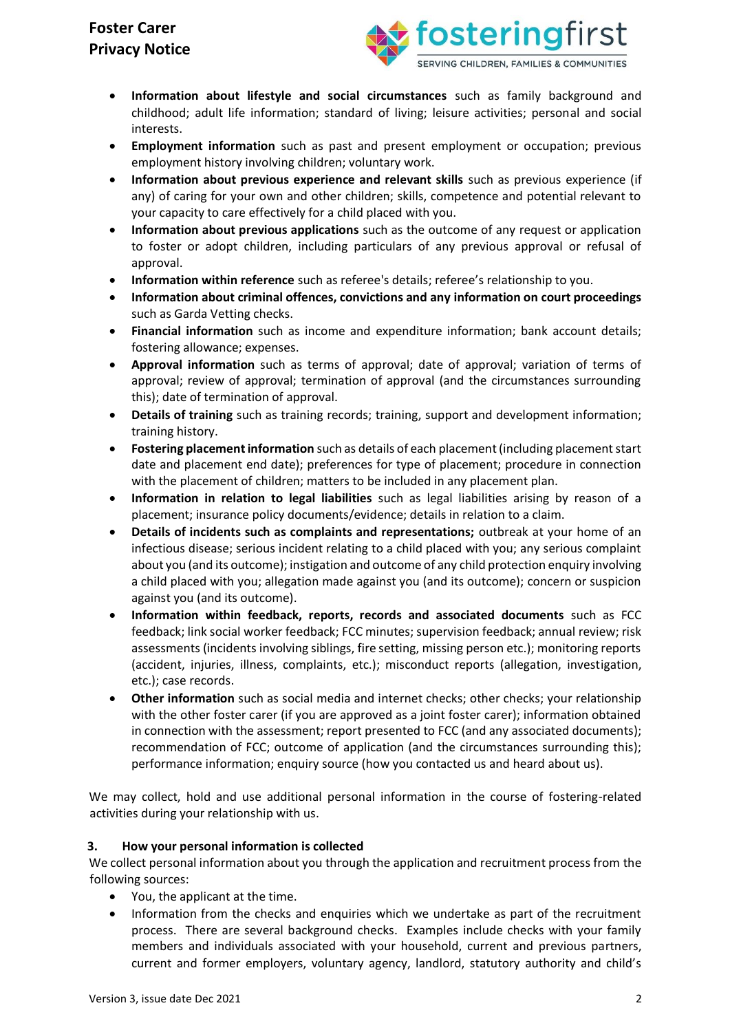- **Information about lifestyle and social circumstances** such as family background and childhood; adult life information; standard of living; leisure activities; personal and social interests.
- **Employment information** such as past and present employment or occupation; previous employment history involving children; voluntary work.
- **Information about previous experience and relevant skills** such as previous experience (if any) of caring for your own and other children; skills, competence and potential relevant to your capacity to care effectively for a child placed with you.
- **Information about previous applications** such as the outcome of any request or application to foster or adopt children, including particulars of any previous approval or refusal of approval.
- **Information within reference** such as referee's details; referee's relationship to you.
- **Information about criminal offences, convictions and any information on court proceedings** such as Garda Vetting checks.
- **Financial information** such as income and expenditure information; bank account details; fostering allowance; expenses.
- **Approval information** such as terms of approval; date of approval; variation of terms of approval; review of approval; termination of approval (and the circumstances surrounding this); date of termination of approval.
- **Details of training** such as training records; training, support and development information; training history.
- **Fostering placement information** such as details of each placement (including placement start date and placement end date); preferences for type of placement; procedure in connection with the placement of children; matters to be included in any placement plan.
- **Information in relation to legal liabilities** such as legal liabilities arising by reason of a placement; insurance policy documents/evidence; details in relation to a claim.
- **Details of incidents such as complaints and representations;** outbreak at your home of an infectious disease; serious incident relating to a child placed with you; any serious complaint about you (and its outcome); instigation and outcome of any child protection enquiry involving a child placed with you; allegation made against you (and its outcome); concern or suspicion against you (and its outcome).
- **Information within feedback, reports, records and associated documents** such as FCC feedback; link social worker feedback; FCC minutes; supervision feedback; annual review; risk assessments (incidents involving siblings, fire setting, missing person etc.); monitoring reports (accident, injuries, illness, complaints, etc.); misconduct reports (allegation, investigation, etc.); case records.
- **Other information** such as social media and internet checks; other checks; your relationship with the other foster carer (if you are approved as a joint foster carer); information obtained in connection with the assessment; report presented to FCC (and any associated documents); recommendation of FCC; outcome of application (and the circumstances surrounding this); performance information; enquiry source (how you contacted us and heard about us).

We may collect, hold and use additional personal information in the course of fostering-related activities during your relationship with us.

## 3. How your personal information is collected

We collect personal information about you through the application and recruitment process from the following sources:

- You, the applicant at the time.
- Information from the checks and enquiries which we undertake as part of the recruitment process. There are several background checks. Examples include checks with your family members and individuals associated with your household, current and previous partners, current and former employers, voluntary agency, landlord, statutory authority and child's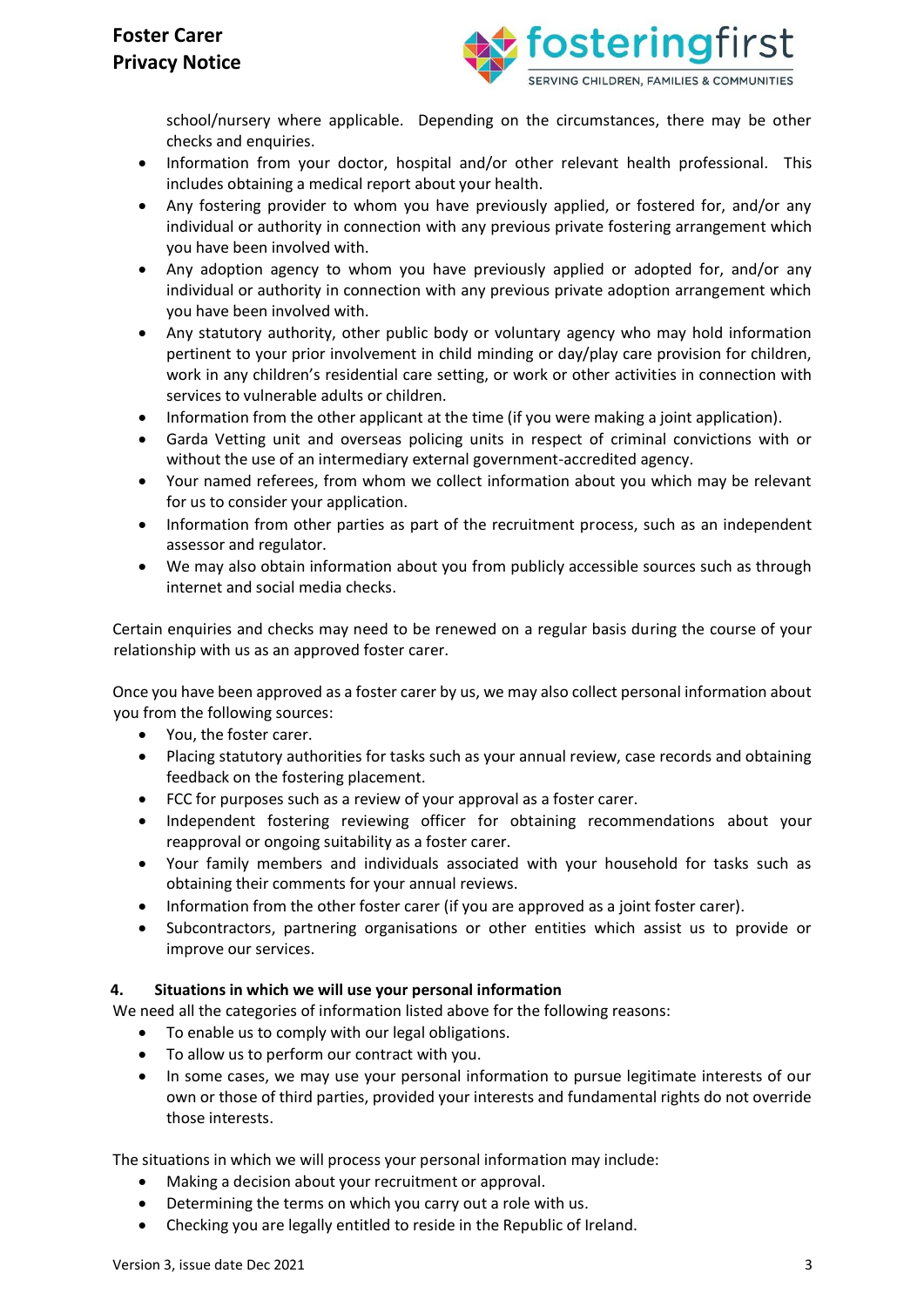school/nursery where applicable. Depending on the circumstances, there may be other checks and enquiries.
- Information from your doctor, hospital and/or other relevant health professional. This includes obtaining a medical report about your health.
- Any fostering provider to whom you have previously applied, or fostered for, and/or any individual or authority in connection with any previous private fostering arrangement which you have been involved with.
- Any adoption agency to whom you have previously applied or adopted for, and/or any individual or authority in connection with any previous private adoption arrangement which you have been involved with.
- Any statutory authority, other public body or voluntary agency who may hold information pertinent to your prior involvement in child minding or day/play care provision for children, work in any children's residential care setting, or work or other activities in connection with services to vulnerable adults or children.
- Information from the other applicant at the time (if you were making a joint application).
- Garda Vetting unit and overseas policing units in respect of criminal convictions with or without the use of an intermediary external government-accredited agency.
- Your named referees, from whom we collect information about you which may be relevant for us to consider your application.
- Information from other parties as part of the recruitment process, such as an independent assessor and regulator.
- We may also obtain information about you from publicly accessible sources such as through internet and social media checks.

Certain enquiries and checks may need to be renewed on a regular basis during the course of your relationship with us as an approved foster carer.

Once you have been approved as a foster carer by us, we may also collect personal information about you from the following sources:

- You, the foster carer.
- Placing statutory authorities for tasks such as your annual review, case records and obtaining feedback on the fostering placement.
- FCC for purposes such as a review of your approval as a foster carer.
- Independent fostering reviewing officer for obtaining recommendations about your reapproval or ongoing suitability as a foster carer.
- Your family members and individuals associated with your household for tasks such as obtaining their comments for your annual reviews.
- Information from the other foster carer (if you are approved as a joint foster carer).
- Subcontractors, partnering organisations or other entities which assist us to provide or improve our services.

## 4. Situations in which we will use your personal information

We need all the categories of information listed above for the following reasons:

- To enable us to comply with our legal obligations.
- To allow us to perform our contract with you.
- In some cases, we may use your personal information to pursue legitimate interests of our own or those of third parties, provided your interests and fundamental rights do not override those interests.

The situations in which we will process your personal information may include:

- Making a decision about your recruitment or approval.
- Determining the terms on which you carry out a role with us.
- Checking you are legally entitled to reside in the Republic of Ireland.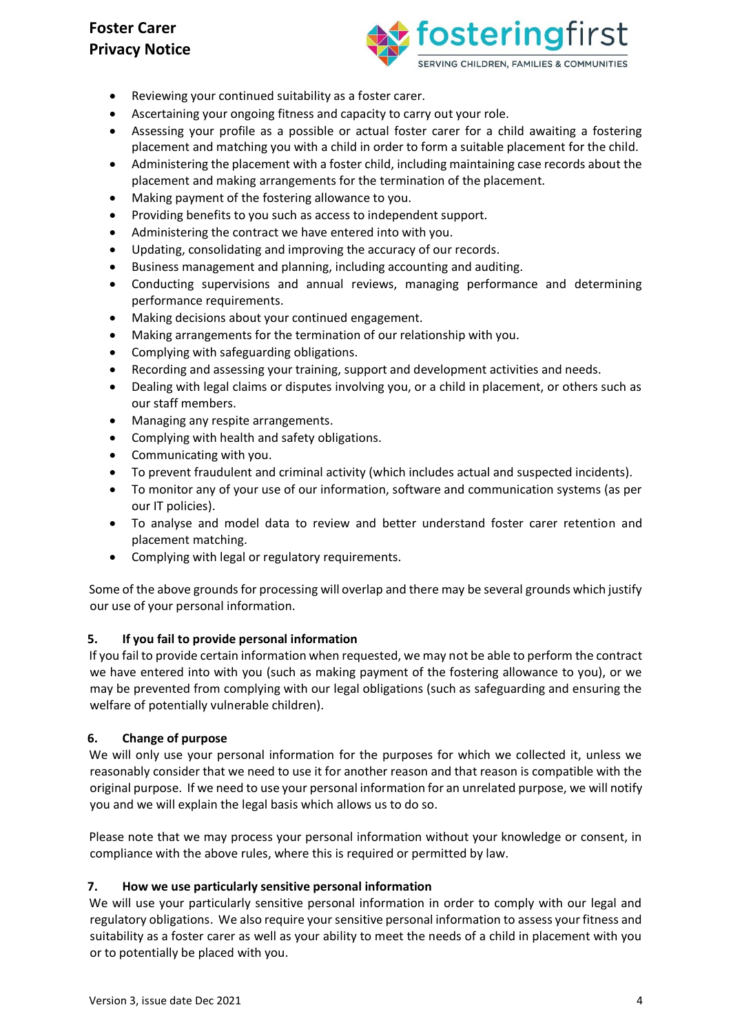- Reviewing your continued suitability as a foster carer.
- Ascertaining your ongoing fitness and capacity to carry out your role.
- Assessing your profile as a possible or actual foster carer for a child awaiting a fostering placement and matching you with a child in order to form a suitable placement for the child.
- Administering the placement with a foster child, including maintaining case records about the placement and making arrangements for the termination of the placement.
- Making payment of the fostering allowance to you.
- Providing benefits to you such as access to independent support.
- Administering the contract we have entered into with you.
- Updating, consolidating and improving the accuracy of our records.
- Business management and planning, including accounting and auditing.
- Conducting supervisions and annual reviews, managing performance and determining performance requirements.
- Making decisions about your continued engagement.
- Making arrangements for the termination of our relationship with you.
- Complying with safeguarding obligations.
- Recording and assessing your training, support and development activities and needs.
- Dealing with legal claims or disputes involving you, or a child in placement, or others such as our staff members.
- Managing any respite arrangements.
- Complying with health and safety obligations.
- Communicating with you.
- To prevent fraudulent and criminal activity (which includes actual and suspected incidents).
- To monitor any of your use of our information, software and communication systems (as per our IT policies).
- To analyse and model data to review and better understand foster carer retention and placement matching.
- Complying with legal or regulatory requirements.

Some of the above grounds for processing will overlap and there may be several grounds which justify our use of your personal information.

## 5. If you fail to provide personal information

If you fail to provide certain information when requested, we may not be able to perform the contract we have entered into with you (such as making payment of the fostering allowance to you), or we may be prevented from complying with our legal obligations (such as safeguarding and ensuring the welfare of potentially vulnerable children).

## 6. Change of purpose

We will only use your personal information for the purposes for which we collected it, unless we reasonably consider that we need to use it for another reason and that reason is compatible with the original purpose. If we need to use your personal information for an unrelated purpose, we will notify you and we will explain the legal basis which allows us to do so.

Please note that we may process your personal information without your knowledge or consent, in compliance with the above rules, where this is required or permitted by law.

## 7. How we use particularly sensitive personal information

We will use your particularly sensitive personal information in order to comply with our legal and regulatory obligations. We also require your sensitive personal information to assess your fitness and suitability as a foster carer as well as your ability to meet the needs of a child in placement with you or to potentially be placed with you.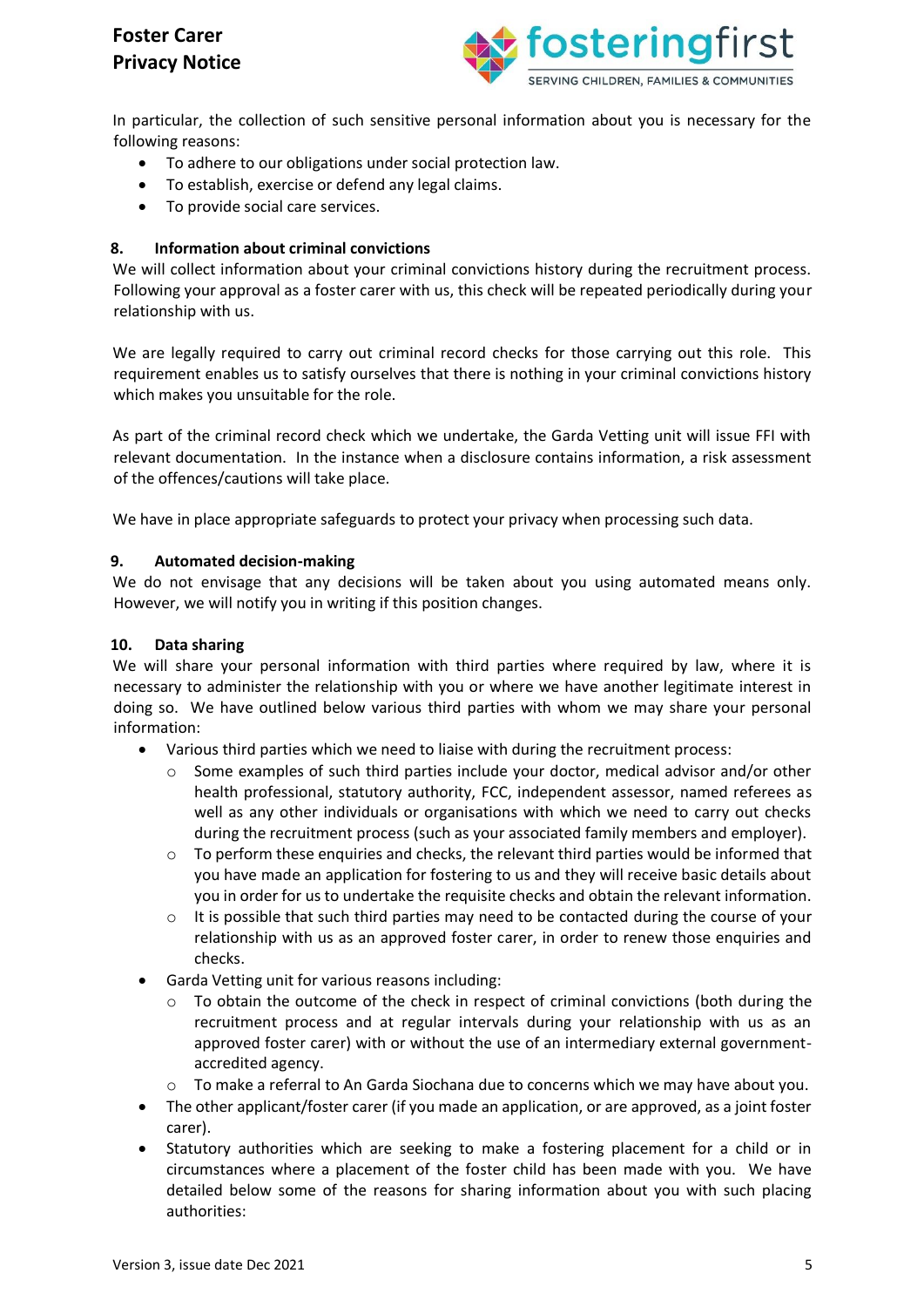In particular, the collection of such sensitive personal information about you is necessary for the following reasons:

- To adhere to our obligations under social protection law.
- To establish, exercise or defend any legal claims.
- To provide social care services.

## 8. Information about criminal convictions

We will collect information about your criminal convictions history during the recruitment process. Following your approval as a foster carer with us, this check will be repeated periodically during your relationship with us.

We are legally required to carry out criminal record checks for those carrying out this role. This requirement enables us to satisfy ourselves that there is nothing in your criminal convictions history which makes you unsuitable for the role.

As part of the criminal record check which we undertake, the Garda Vetting unit will issue FFI with relevant documentation. In the instance when a disclosure contains information, a risk assessment of the offences/cautions will take place.

We have in place appropriate safeguards to protect your privacy when processing such data.

## 9. Automated decision-making

We do not envisage that any decisions will be taken about you using automated means only. However, we will notify you in writing if this position changes.

## 10. Data sharing

We will share your personal information with third parties where required by law, where it is necessary to administer the relationship with you or where we have another legitimate interest in doing so. We have outlined below various third parties with whom we may share your personal information:

- Various third parties which we need to liaise with during the recruitment process:
    - Some examples of such third parties include your doctor, medical advisor and/or other health professional, statutory authority, FCC, independent assessor, named referees as well as any other individuals or organisations with which we need to carry out checks during the recruitment process (such as your associated family members and employer).
    - To perform these enquiries and checks, the relevant third parties would be informed that you have made an application for fostering to us and they will receive basic details about you in order for us to undertake the requisite checks and obtain the relevant information.
    - It is possible that such third parties may need to be contacted during the course of your relationship with us as an approved foster carer, in order to renew those enquiries and checks.
- Garda Vetting unit for various reasons including:
    - To obtain the outcome of the check in respect of criminal convictions (both during the recruitment process and at regular intervals during your relationship with us as an approved foster carer) with or without the use of an intermediary external government-accredited agency.
    - To make a referral to An Garda Siochana due to concerns which we may have about you.
- The other applicant/foster carer (if you made an application, or are approved, as a joint foster carer).
- Statutory authorities which are seeking to make a fostering placement for a child or in circumstances where a placement of the foster child has been made with you. We have detailed below some of the reasons for sharing information about you with such placing authorities: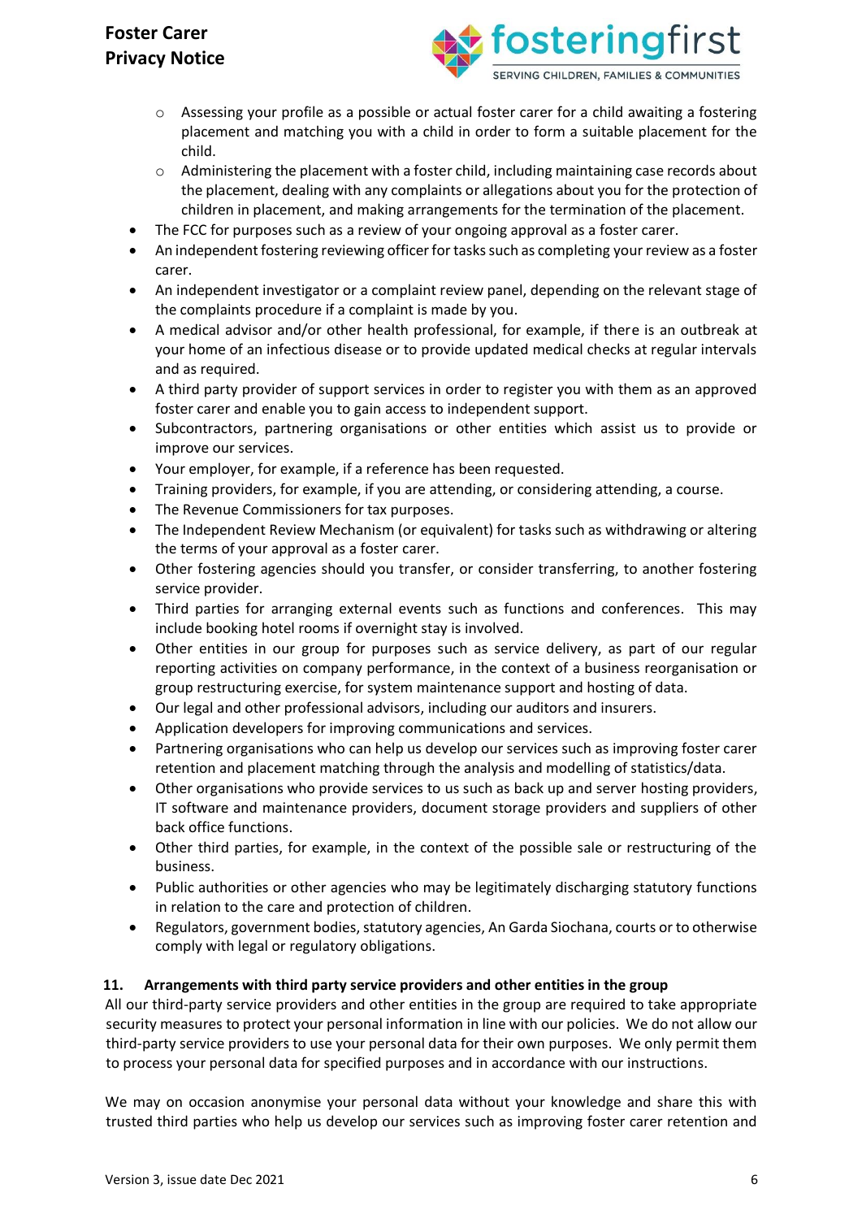- Assessing your profile as a possible or actual foster carer for a child awaiting a fostering placement and matching you with a child in order to form a suitable placement for the child.
  - Administering the placement with a foster child, including maintaining case records about the placement, dealing with any complaints or allegations about you for the protection of children in placement, and making arrangements for the termination of the placement.
- The FCC for purposes such as a review of your ongoing approval as a foster carer.
- An independent fostering reviewing officer for tasks such as completing your review as a foster carer.
- An independent investigator or a complaint review panel, depending on the relevant stage of the complaints procedure if a complaint is made by you.
- A medical advisor and/or other health professional, for example, if there is an outbreak at your home of an infectious disease or to provide updated medical checks at regular intervals and as required.
- A third party provider of support services in order to register you with them as an approved foster carer and enable you to gain access to independent support.
- Subcontractors, partnering organisations or other entities which assist us to provide or improve our services.
- Your employer, for example, if a reference has been requested.
- Training providers, for example, if you are attending, or considering attending, a course.
- The Revenue Commissioners for tax purposes.
- The Independent Review Mechanism (or equivalent) for tasks such as withdrawing or altering the terms of your approval as a foster carer.
- Other fostering agencies should you transfer, or consider transferring, to another fostering service provider.
- Third parties for arranging external events such as functions and conferences. This may include booking hotel rooms if overnight stay is involved.
- Other entities in our group for purposes such as service delivery, as part of our regular reporting activities on company performance, in the context of a business reorganisation or group restructuring exercise, for system maintenance support and hosting of data.
- Our legal and other professional advisors, including our auditors and insurers.
- Application developers for improving communications and services.
- Partnering organisations who can help us develop our services such as improving foster carer retention and placement matching through the analysis and modelling of statistics/data.
- Other organisations who provide services to us such as back up and server hosting providers, IT software and maintenance providers, document storage providers and suppliers of other back office functions.
- Other third parties, for example, in the context of the possible sale or restructuring of the business.
- Public authorities or other agencies who may be legitimately discharging statutory functions in relation to the care and protection of children.
- Regulators, government bodies, statutory agencies, An Garda Siochana, courts or to otherwise comply with legal or regulatory obligations.

## 11. Arrangements with third party service providers and other entities in the group

All our third-party service providers and other entities in the group are required to take appropriate security measures to protect your personal information in line with our policies. We do not allow our third-party service providers to use your personal data for their own purposes. We only permit them to process your personal data for specified purposes and in accordance with our instructions.

We may on occasion anonymise your personal data without your knowledge and share this with trusted third parties who help us develop our services such as improving foster carer retention and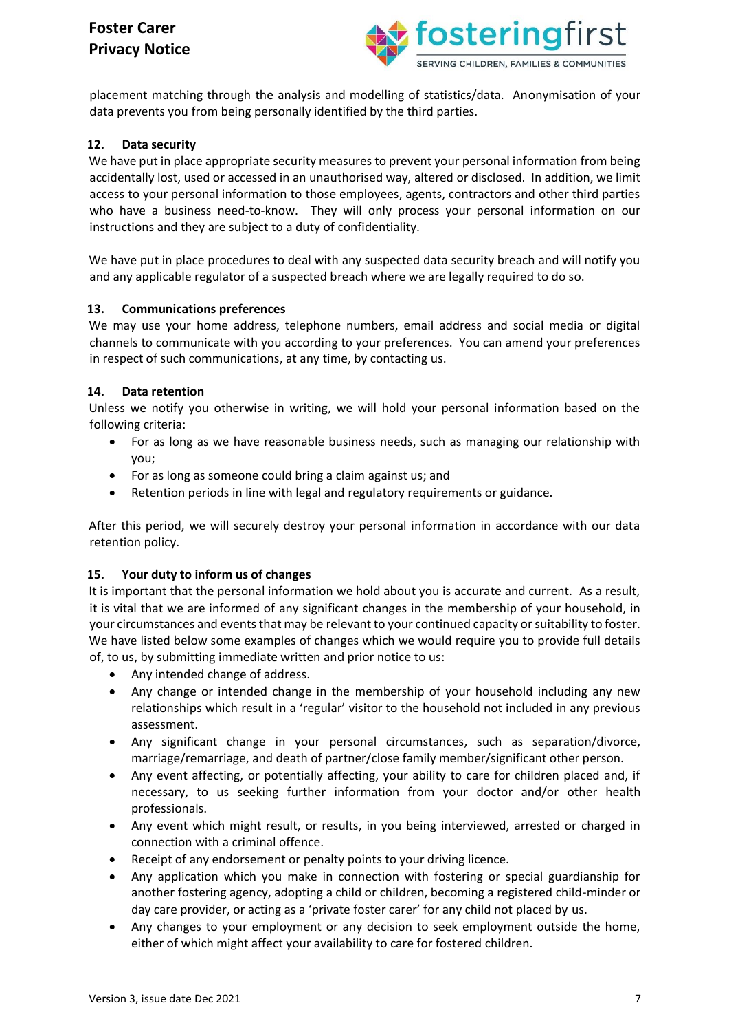placement matching through the analysis and modelling of statistics/data. Anonymisation of your data prevents you from being personally identified by the third parties.

## 12. Data security

We have put in place appropriate security measures to prevent your personal information from being accidentally lost, used or accessed in an unauthorised way, altered or disclosed. In addition, we limit access to your personal information to those employees, agents, contractors and other third parties who have a business need-to-know. They will only process your personal information on our instructions and they are subject to a duty of confidentiality.

We have put in place procedures to deal with any suspected data security breach and will notify you and any applicable regulator of a suspected breach where we are legally required to do so.

## 13. Communications preferences

We may use your home address, telephone numbers, email address and social media or digital channels to communicate with you according to your preferences. You can amend your preferences in respect of such communications, at any time, by contacting us.

## 14. Data retention

Unless we notify you otherwise in writing, we will hold your personal information based on the following criteria:

- For as long as we have reasonable business needs, such as managing our relationship with you;
- For as long as someone could bring a claim against us; and
- Retention periods in line with legal and regulatory requirements or guidance.

After this period, we will securely destroy your personal information in accordance with our data retention policy.

## 15. Your duty to inform us of changes

It is important that the personal information we hold about you is accurate and current. As a result, it is vital that we are informed of any significant changes in the membership of your household, in your circumstances and events that may be relevant to your continued capacity or suitability to foster. We have listed below some examples of changes which we would require you to provide full details of, to us, by submitting immediate written and prior notice to us:

- Any intended change of address.
- Any change or intended change in the membership of your household including any new relationships which result in a 'regular' visitor to the household not included in any previous assessment.
- Any significant change in your personal circumstances, such as separation/divorce, marriage/remarriage, and death of partner/close family member/significant other person.
- Any event affecting, or potentially affecting, your ability to care for children placed and, if necessary, to us seeking further information from your doctor and/or other health professionals.
- Any event which might result, or results, in you being interviewed, arrested or charged in connection with a criminal offence.
- Receipt of any endorsement or penalty points to your driving licence.
- Any application which you make in connection with fostering or special guardianship for another fostering agency, adopting a child or children, becoming a registered child-minder or day care provider, or acting as a 'private foster carer' for any child not placed by us.
- Any changes to your employment or any decision to seek employment outside the home, either of which might affect your availability to care for fostered children.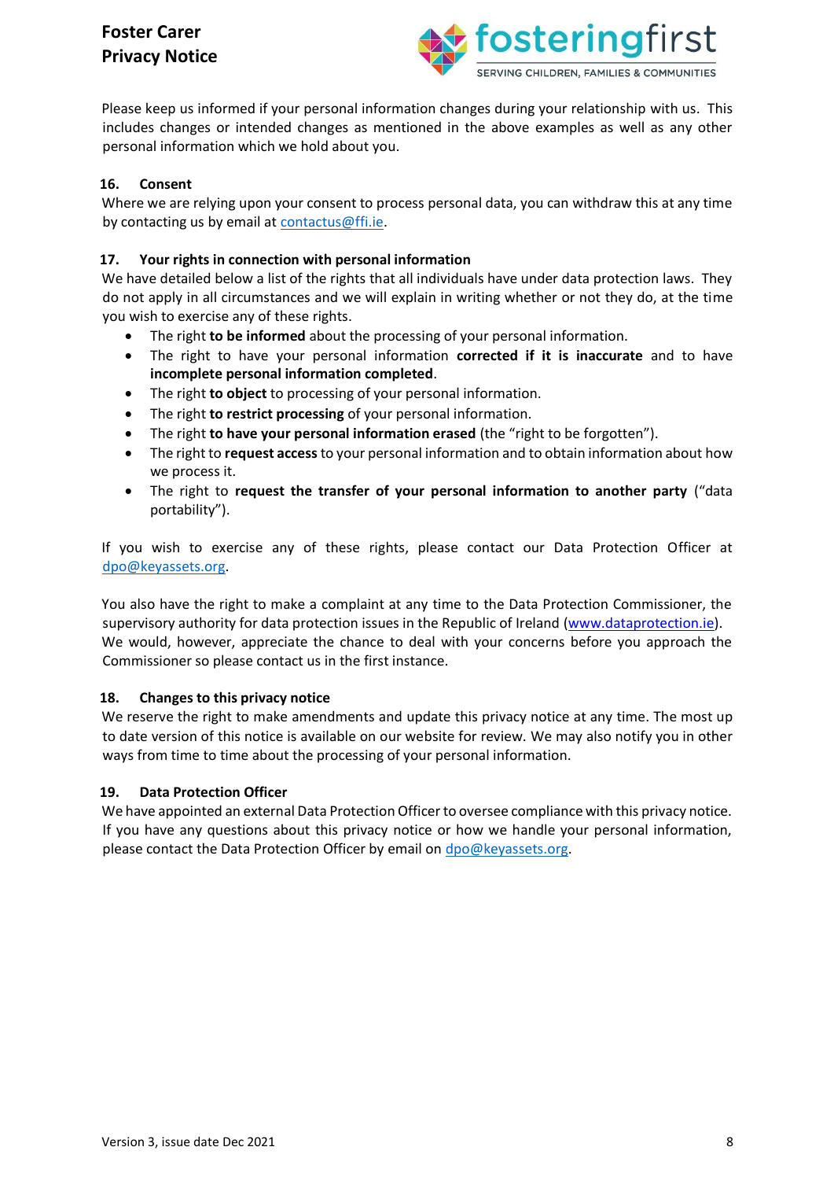Please keep us informed if your personal information changes during your relationship with us. This includes changes or intended changes as mentioned in the above examples as well as any other personal information which we hold about you.

## 16. Consent

Where we are relying upon your consent to process personal data, you can withdraw this at any time by contacting us by email at contactus@ffi.ie.

## 17. Your rights in connection with personal information

We have detailed below a list of the rights that all individuals have under data protection laws. They do not apply in all circumstances and we will explain in writing whether or not they do, at the time you wish to exercise any of these rights.

- The right **to be informed** about the processing of your personal information.
- The right to have your personal information **corrected if it is inaccurate** and to have **incomplete personal information completed**.
- The right **to object** to processing of your personal information.
- The right **to restrict processing** of your personal information.
- The right **to have your personal information erased** (the "right to be forgotten").
- The right to **request access** to your personal information and to obtain information about how we process it.
- The right to **request the transfer of your personal information to another party** ("data portability").

If you wish to exercise any of these rights, please contact our Data Protection Officer at dpo@keyassets.org.

You also have the right to make a complaint at any time to the Data Protection Commissioner, the supervisory authority for data protection issues in the Republic of Ireland (www.dataprotection.ie). We would, however, appreciate the chance to deal with your concerns before you approach the Commissioner so please contact us in the first instance.

## 18. Changes to this privacy notice

We reserve the right to make amendments and update this privacy notice at any time. The most up to date version of this notice is available on our website for review. We may also notify you in other ways from time to time about the processing of your personal information.

## 19. Data Protection Officer

We have appointed an external Data Protection Officer to oversee compliance with this privacy notice. If you have any questions about this privacy notice or how we handle your personal information, please contact the Data Protection Officer by email on dpo@keyassets.org.